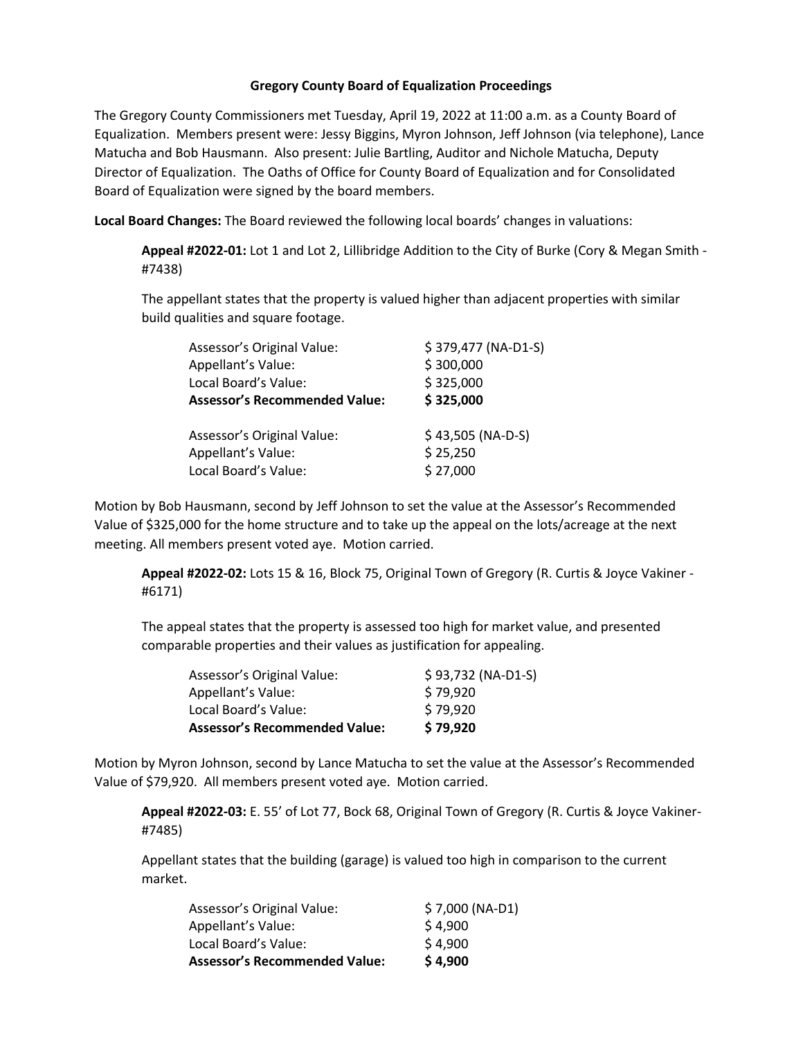**Gregory County Board of Equalization Proceedings**

The Gregory County Commissioners met Tuesday, April 19, 2022 at 11:00 a.m. as a County Board of Equalization. Members present were: Jessy Biggins, Myron Johnson, Jeff Johnson (via telephone), Lance Matucha and Bob Hausmann. Also present: Julie Bartling, Auditor and Nichole Matucha, Deputy Director of Equalization. The Oaths of Office for County Board of Equalization and for Consolidated Board of Equalization were signed by the board members.

**Local Board Changes:** The Board reviewed the following local boards' changes in valuations:

**Appeal #2022-01:** Lot 1 and Lot 2, Lillibridge Addition to the City of Burke (Cory & Megan Smith - #7438)

The appellant states that the property is valued higher than adjacent properties with similar build qualities and square footage.

| | |
|---|---|
| Assessor's Original Value: | $ 379,477 (NA-D1-S) |
| Appellant's Value: | $ 300,000 |
| Local Board's Value: | $ 325,000 |
| **Assessor's Recommended Value:** | **$ 325,000** |
| | |
| Assessor's Original Value: | $ 43,505 (NA-D-S) |
| Appellant's Value: | $ 25,250 |
| Local Board's Value: | $ 27,000 |

Motion by Bob Hausmann, second by Jeff Johnson to set the value at the Assessor's Recommended Value of $325,000 for the home structure and to take up the appeal on the lots/acreage at the next meeting. All members present voted aye. Motion carried.

**Appeal #2022-02:** Lots 15 & 16, Block 75, Original Town of Gregory (R. Curtis & Joyce Vakiner - #6171)

The appeal states that the property is assessed too high for market value, and presented comparable properties and their values as justification for appealing.

| | |
|---|---|
| Assessor's Original Value: | $ 93,732 (NA-D1-S) |
| Appellant's Value: | $ 79,920 |
| Local Board's Value: | $ 79,920 |
| **Assessor's Recommended Value:** | **$ 79,920** |

Motion by Myron Johnson, second by Lance Matucha to set the value at the Assessor's Recommended Value of $79,920. All members present voted aye. Motion carried.

**Appeal #2022-03:** E. 55' of Lot 77, Bock 68, Original Town of Gregory (R. Curtis & Joyce Vakiner-#7485)

Appellant states that the building (garage) is valued too high in comparison to the current market.

| | |
|---|---|
| Assessor's Original Value: | $ 7,000 (NA-D1) |
| Appellant's Value: | $ 4,900 |
| Local Board's Value: | $ 4,900 |
| **Assessor's Recommended Value:** | **$ 4,900** |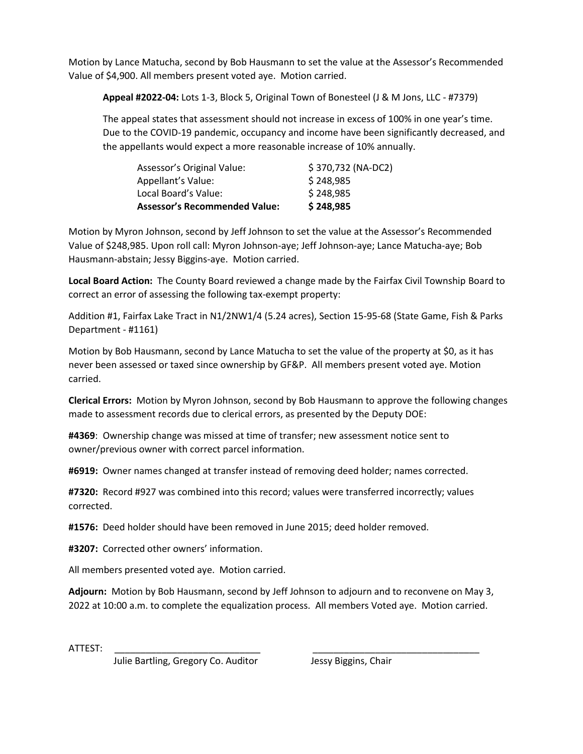Motion by Lance Matucha, second by Bob Hausmann to set the value at the Assessor's Recommended Value of $4,900. All members present voted aye. Motion carried.

**Appeal #2022-04:** Lots 1-3, Block 5, Original Town of Bonesteel (J & M Jons, LLC - #7379)

The appeal states that assessment should not increase in excess of 100% in one year's time. Due to the COVID-19 pandemic, occupancy and income have been significantly decreased, and the appellants would expect a more reasonable increase of 10% annually.

| | |
|---|---|
| Assessor's Original Value: | $ 370,732 (NA-DC2) |
| Appellant's Value: | $ 248,985 |
| Local Board's Value: | $ 248,985 |
| **Assessor's Recommended Value:** | **$ 248,985** |

Motion by Myron Johnson, second by Jeff Johnson to set the value at the Assessor's Recommended Value of $248,985. Upon roll call: Myron Johnson-aye; Jeff Johnson-aye; Lance Matucha-aye; Bob Hausmann-abstain; Jessy Biggins-aye. Motion carried.

**Local Board Action:** The County Board reviewed a change made by the Fairfax Civil Township Board to correct an error of assessing the following tax-exempt property:

Addition #1, Fairfax Lake Tract in N1/2NW1/4 (5.24 acres), Section 15-95-68 (State Game, Fish & Parks Department - #1161)

Motion by Bob Hausmann, second by Lance Matucha to set the value of the property at $0, as it has never been assessed or taxed since ownership by GF&P. All members present voted aye. Motion carried.

**Clerical Errors:** Motion by Myron Johnson, second by Bob Hausmann to approve the following changes made to assessment records due to clerical errors, as presented by the Deputy DOE:

**#4369**: Ownership change was missed at time of transfer; new assessment notice sent to owner/previous owner with correct parcel information.

**#6919:** Owner names changed at transfer instead of removing deed holder; names corrected.

**#7320:** Record #927 was combined into this record; values were transferred incorrectly; values corrected.

**#1576:** Deed holder should have been removed in June 2015; deed holder removed.

**#3207:** Corrected other owners' information.

All members presented voted aye. Motion carried.

**Adjourn:** Motion by Bob Hausmann, second by Jeff Johnson to adjourn and to reconvene on May 3, 2022 at 10:00 a.m. to complete the equalization process. All members Voted aye. Motion carried.

ATTEST: \_\_\_\_\_\_\_\_\_\_\_\_\_\_\_\_\_\_\_\_\_\_\_\_\_\_\_\_ \_\_\_\_\_\_\_\_\_\_\_\_\_\_\_\_\_\_\_\_\_\_\_\_\_\_\_\_\_\_\_\_

Julie Bartling, Gregory Co. Auditor Jessy Biggins, Chair